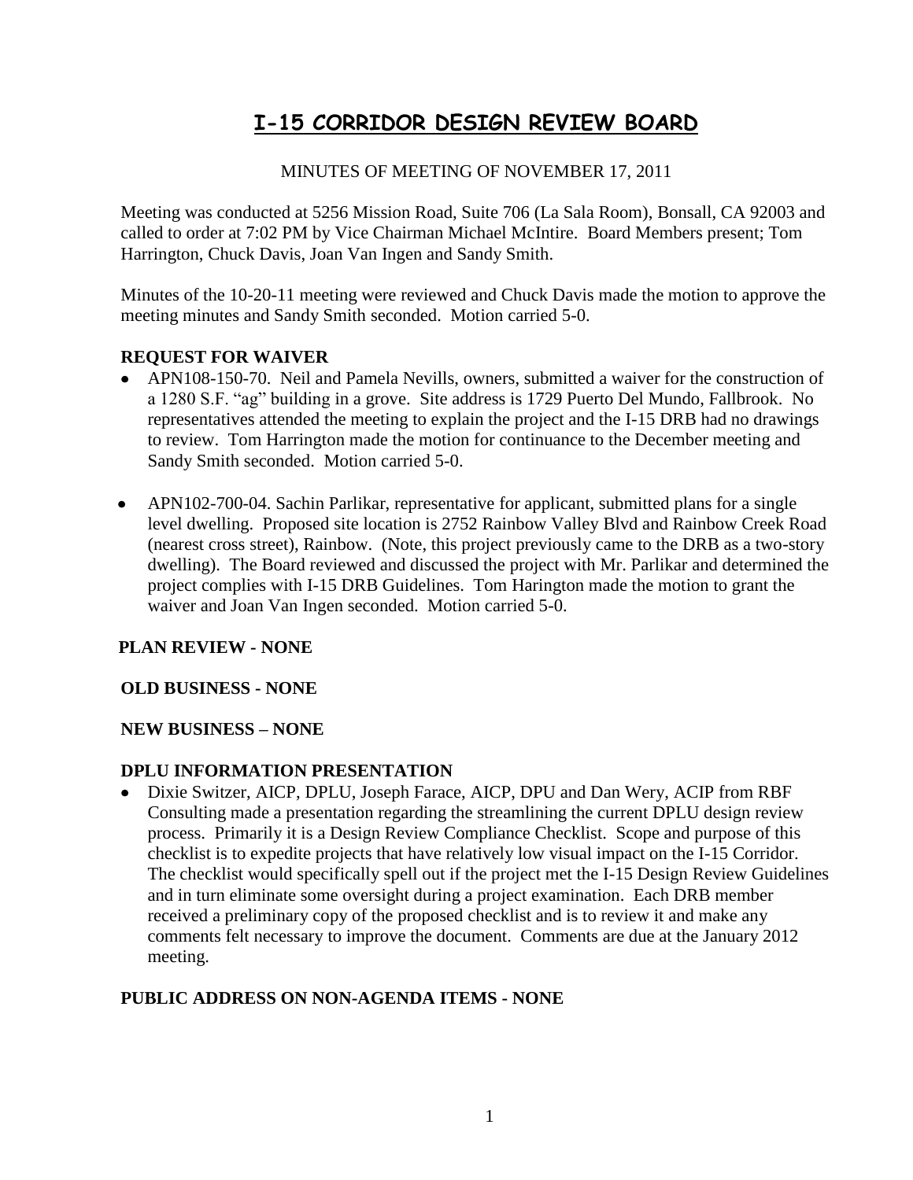# I-15 CORRIDOR DESIGN REVIEW BOARD

MINUTES OF MEETING OF NOVEMBER 17, 2011

Meeting was conducted at 5256 Mission Road, Suite 706 (La Sala Room), Bonsall, CA 92003 and called to order at 7:02 PM by Vice Chairman Michael McIntire. Board Members present; Tom Harrington, Chuck Davis, Joan Van Ingen and Sandy Smith.

Minutes of the 10-20-11 meeting were reviewed and Chuck Davis made the motion to approve the meeting minutes and Sandy Smith seconded. Motion carried 5-0.

**REQUEST FOR WAIVER**

- APN108-150-70. Neil and Pamela Nevills, owners, submitted a waiver for the construction of a 1280 S.F. "ag" building in a grove. Site address is 1729 Puerto Del Mundo, Fallbrook. No representatives attended the meeting to explain the project and the I-15 DRB had no drawings to review. Tom Harrington made the motion for continuance to the December meeting and Sandy Smith seconded. Motion carried 5-0.
- APN102-700-04. Sachin Parlikar, representative for applicant, submitted plans for a single level dwelling. Proposed site location is 2752 Rainbow Valley Blvd and Rainbow Creek Road (nearest cross street), Rainbow. (Note, this project previously came to the DRB as a two-story dwelling). The Board reviewed and discussed the project with Mr. Parlikar and determined the project complies with I-15 DRB Guidelines. Tom Harington made the motion to grant the waiver and Joan Van Ingen seconded. Motion carried 5-0.

**PLAN REVIEW - NONE**

**OLD BUSINESS - NONE**

**NEW BUSINESS – NONE**

**DPLU INFORMATION PRESENTATION**

- Dixie Switzer, AICP, DPLU, Joseph Farace, AICP, DPU and Dan Wery, ACIP from RBF Consulting made a presentation regarding the streamlining the current DPLU design review process. Primarily it is a Design Review Compliance Checklist. Scope and purpose of this checklist is to expedite projects that have relatively low visual impact on the I-15 Corridor. The checklist would specifically spell out if the project met the I-15 Design Review Guidelines and in turn eliminate some oversight during a project examination. Each DRB member received a preliminary copy of the proposed checklist and is to review it and make any comments felt necessary to improve the document. Comments are due at the January 2012 meeting.

**PUBLIC ADDRESS ON NON-AGENDA ITEMS - NONE**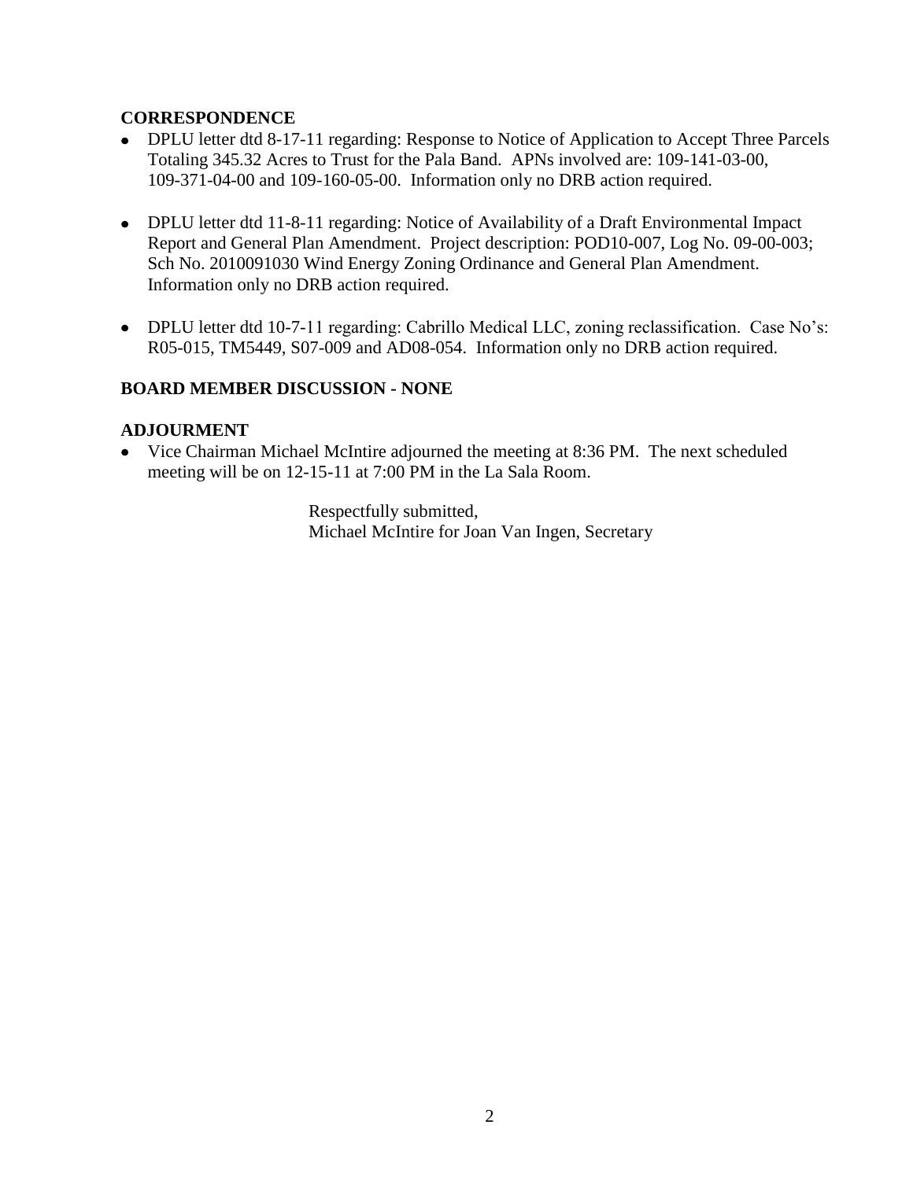**CORRESPONDENCE**

- DPLU letter dtd 8-17-11 regarding: Response to Notice of Application to Accept Three Parcels Totaling 345.32 Acres to Trust for the Pala Band. APNs involved are: 109-141-03-00, 109-371-04-00 and 109-160-05-00. Information only no DRB action required.

- DPLU letter dtd 11-8-11 regarding: Notice of Availability of a Draft Environmental Impact Report and General Plan Amendment. Project description: POD10-007, Log No. 09-00-003; Sch No. 2010091030 Wind Energy Zoning Ordinance and General Plan Amendment. Information only no DRB action required.

- DPLU letter dtd 10-7-11 regarding: Cabrillo Medical LLC, zoning reclassification. Case No's: R05-015, TM5449, S07-009 and AD08-054. Information only no DRB action required.

**BOARD MEMBER DISCUSSION - NONE**

**ADJOURMENT**

- Vice Chairman Michael McIntire adjourned the meeting at 8:36 PM. The next scheduled meeting will be on 12-15-11 at 7:00 PM in the La Sala Room.

Respectfully submitted,
Michael McIntire for Joan Van Ingen, Secretary